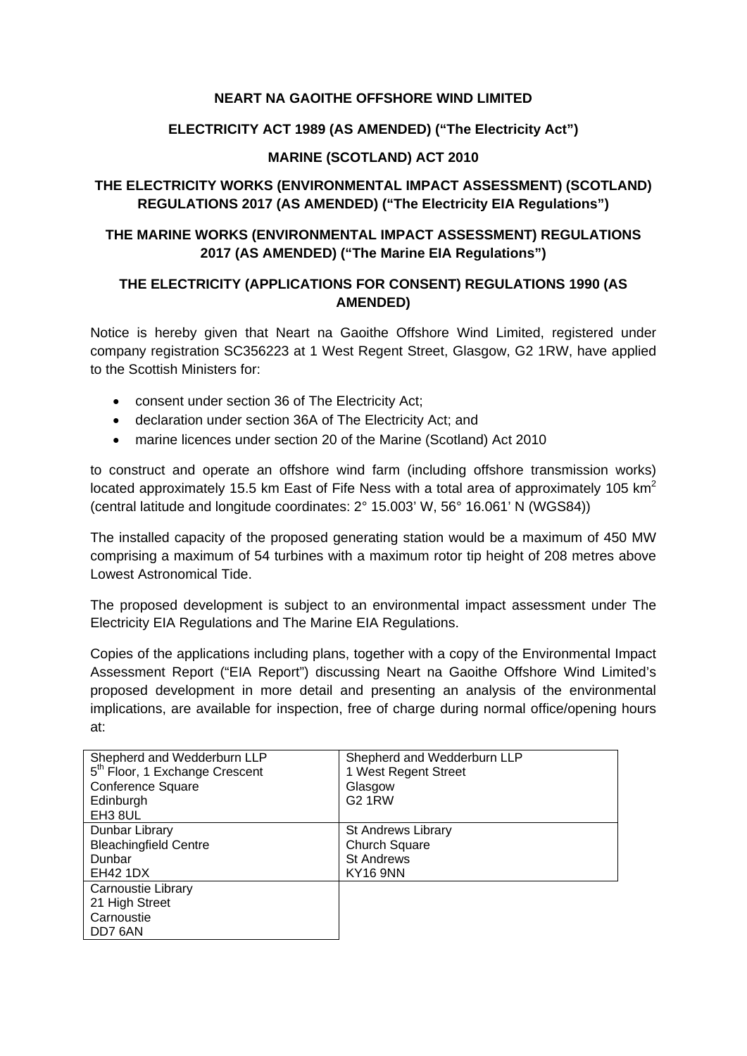**NEART NA GAOITHE OFFSHORE WIND LIMITED**

**ELECTRICITY ACT 1989 (AS AMENDED) ("The Electricity Act")**

**MARINE (SCOTLAND) ACT 2010**

**THE ELECTRICITY WORKS (ENVIRONMENTAL IMPACT ASSESSMENT) (SCOTLAND) REGULATIONS 2017 (AS AMENDED) ("The Electricity EIA Regulations")**

**THE MARINE WORKS (ENVIRONMENTAL IMPACT ASSESSMENT) REGULATIONS 2017 (AS AMENDED) ("The Marine EIA Regulations")**

**THE ELECTRICITY (APPLICATIONS FOR CONSENT) REGULATIONS 1990 (AS AMENDED)**

Notice is hereby given that Neart na Gaoithe Offshore Wind Limited, registered under company registration SC356223 at 1 West Regent Street, Glasgow, G2 1RW, have applied to the Scottish Ministers for:

- consent under section 36 of The Electricity Act;
- declaration under section 36A of The Electricity Act; and
- marine licences under section 20 of the Marine (Scotland) Act 2010

to construct and operate an offshore wind farm (including offshore transmission works) located approximately 15.5 km East of Fife Ness with a total area of approximately 105 km$^2$ (central latitude and longitude coordinates: 2° 15.003' W, 56° 16.061' N (WGS84))

The installed capacity of the proposed generating station would be a maximum of 450 MW comprising a maximum of 54 turbines with a maximum rotor tip height of 208 metres above Lowest Astronomical Tide.

The proposed development is subject to an environmental impact assessment under The Electricity EIA Regulations and The Marine EIA Regulations.

Copies of the applications including plans, together with a copy of the Environmental Impact Assessment Report ("EIA Report") discussing Neart na Gaoithe Offshore Wind Limited's proposed development in more detail and presenting an analysis of the environmental implications, are available for inspection, free of charge during normal office/opening hours at:

| | |
|---|---|
| Shepherd and Wedderburn LLP<br>5th Floor, 1 Exchange Crescent<br>Conference Square<br>Edinburgh<br>EH3 8UL | Shepherd and Wedderburn LLP<br>1 West Regent Street<br>Glasgow<br>G2 1RW |
| Dunbar Library<br>Bleachingfield Centre<br>Dunbar<br>EH42 1DX | St Andrews Library<br>Church Square<br>St Andrews<br>KY16 9NN |
| Carnoustie Library<br>21 High Street<br>Carnoustie<br>DD7 6AN | |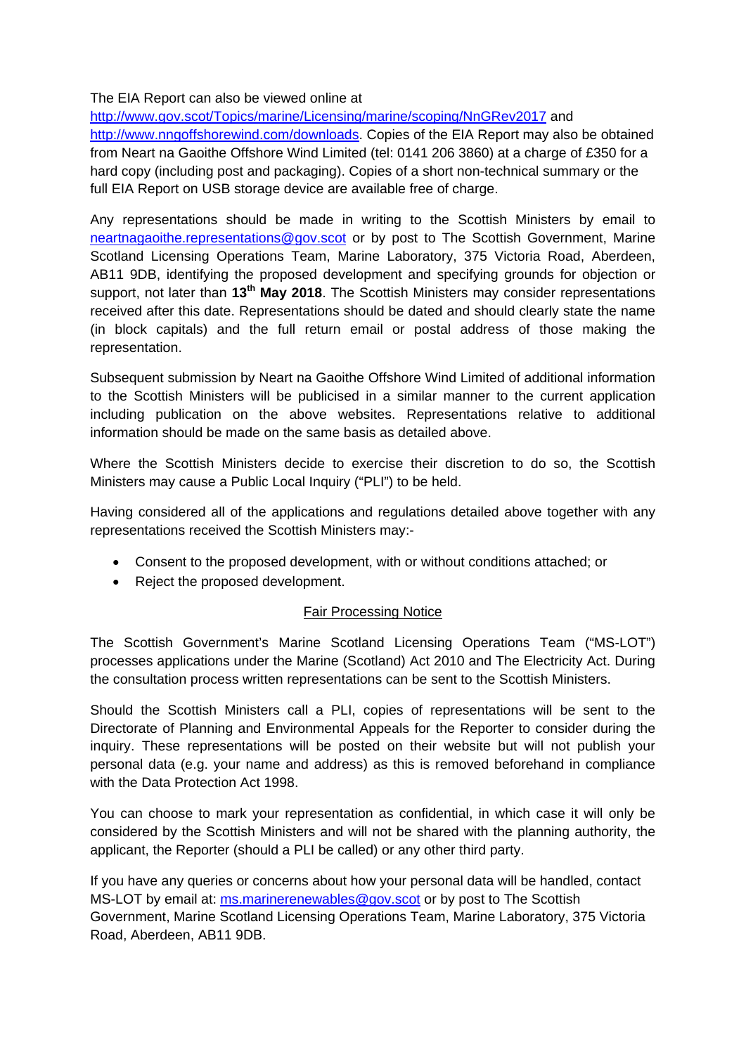The EIA Report can also be viewed online at http://www.gov.scot/Topics/marine/Licensing/marine/scoping/NnGRev2017 and http://www.nngoffshorewind.com/downloads. Copies of the EIA Report may also be obtained from Neart na Gaoithe Offshore Wind Limited (tel: 0141 206 3860) at a charge of £350 for a hard copy (including post and packaging). Copies of a short non-technical summary or the full EIA Report on USB storage device are available free of charge.

Any representations should be made in writing to the Scottish Ministers by email to neartnagaoithe.representations@gov.scot or by post to The Scottish Government, Marine Scotland Licensing Operations Team, Marine Laboratory, 375 Victoria Road, Aberdeen, AB11 9DB, identifying the proposed development and specifying grounds for objection or support, not later than **13th May 2018**. The Scottish Ministers may consider representations received after this date. Representations should be dated and should clearly state the name (in block capitals) and the full return email or postal address of those making the representation.

Subsequent submission by Neart na Gaoithe Offshore Wind Limited of additional information to the Scottish Ministers will be publicised in a similar manner to the current application including publication on the above websites. Representations relative to additional information should be made on the same basis as detailed above.

Where the Scottish Ministers decide to exercise their discretion to do so, the Scottish Ministers may cause a Public Local Inquiry ("PLI") to be held.

Having considered all of the applications and regulations detailed above together with any representations received the Scottish Ministers may:-

- Consent to the proposed development, with or without conditions attached; or
- Reject the proposed development.

## Fair Processing Notice

The Scottish Government's Marine Scotland Licensing Operations Team ("MS-LOT") processes applications under the Marine (Scotland) Act 2010 and The Electricity Act. During the consultation process written representations can be sent to the Scottish Ministers.

Should the Scottish Ministers call a PLI, copies of representations will be sent to the Directorate of Planning and Environmental Appeals for the Reporter to consider during the inquiry. These representations will be posted on their website but will not publish your personal data (e.g. your name and address) as this is removed beforehand in compliance with the Data Protection Act 1998.

You can choose to mark your representation as confidential, in which case it will only be considered by the Scottish Ministers and will not be shared with the planning authority, the applicant, the Reporter (should a PLI be called) or any other third party.

If you have any queries or concerns about how your personal data will be handled, contact MS-LOT by email at: ms.marinerenewables@gov.scot or by post to The Scottish Government, Marine Scotland Licensing Operations Team, Marine Laboratory, 375 Victoria Road, Aberdeen, AB11 9DB.